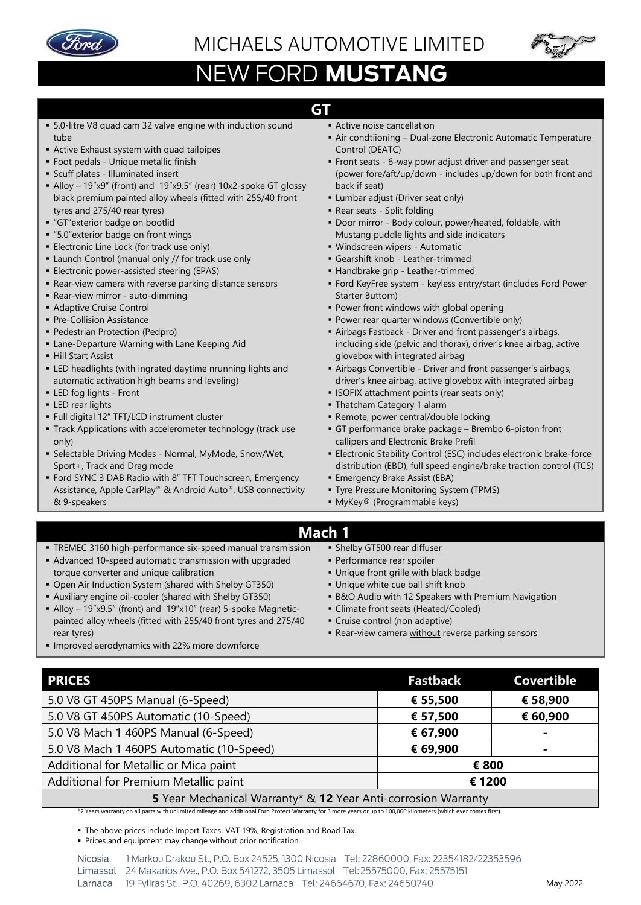# MICHAELS AUTOMOTIVE LIMITED

# NEW FORD **MUSTANG**

## GT

- 5.0-litre V8 quad cam 32 valve engine with induction sound tube
- Active Exhaust system with quad tailpipes
- Foot pedals - Unique metallic finish
- Scuff plates - Illuminated insert
- Alloy – 19"x9" (front) and 19"x9.5" (rear) 10x2-spoke GT glossy black premium painted alloy wheels (fitted with 255/40 front tyres and 275/40 rear tyres)
- "GT"exterior badge on bootlid
- "5.0"exterior badge on front wings
- Electronic Line Lock (for track use only)
- Launch Control (manual only // for track use only
- Electronic power-assisted steering (EPAS)
- Rear-view camera with reverse parking distance sensors
- Rear-view mirror - auto-dimming
- Adaptive Cruise Control
- Pre-Collision Assistance
- Pedestrian Protection (Pedpro)
- Lane-Departure Warning with Lane Keeping Aid
- Hill Start Assist
- LED headlights (with ingrated daytime nrunning lights and automatic activation high beams and leveling)
- LED fog lights - Front
- LED rear lights
- Full digital 12" TFT/LCD instrument cluster
- Track Applications with accelerometer technology (track use only)
- Selectable Driving Modes - Normal, MyMode, Snow/Wet, Sport+, Track and Drag mode
- Ford SYNC 3 DAB Radio with 8" TFT Touchscreen, Emergency Assistance, Apple CarPlay® & Android Auto®, USB connectivity & 9-speakers
- Active noise cancellation
- Air condtiioning – Dual-zone Electronic Automatic Temperature Control (DEATC)
- Front seats - 6-way powr adjust driver and passenger seat (power fore/aft/up/down - includes up/down for both front and back if seat)
- Lumbar adjust (Driver seat only)
- Rear seats - Split folding
- Door mirror - Body colour, power/heated, foldable, with Mustang puddle lights and side indicators
- Windscreen wipers - Automatic
- Gearshift knob - Leather-trimmed
- Handbrake grip - Leather-trimmed
- Ford KeyFree system - keyless entry/start (includes Ford Power Starter Buttom)
- Power front windows with global opening
- Power rear quarter windows (Convertible only)
- Airbags Fastback - Driver and front passenger's airbags, including side (pelvic and thorax), driver's knee airbag, active glovebox with integrated airbag
- Airbags Convertible - Driver and front passenger's airbags, driver's knee airbag, active glovebox with integrated airbag
- ISOFIX attachment points (rear seats only)
- Thatcham Category 1 alarm
- Remote, power central/double locking
- GT performance brake package – Brembo 6-piston front callipers and Electronic Brake Prefil
- Electronic Stability Control (ESC) includes electronic brake-force distribution (EBD), full speed engine/brake traction control (TCS)
- Emergency Brake Assist (EBA)
- Tyre Pressure Monitoring System (TPMS)
- MyKey® (Programmable keys)

## Mach 1

- TREMEC 3160 high-performance six-speed manual transmission
- Advanced 10-speed automatic transmission with upgraded torque converter and unique calibration
- Open Air Induction System (shared with Shelby GT350)
- Auxiliary engine oil-cooler (shared with Shelby GT350)
- Alloy – 19"x9.5" (front) and 19"x10" (rear) 5-spoke Magnetic-painted alloy wheels (fitted with 255/40 front tyres and 275/40 rear tyres)
- Improved aerodynamics with 22% more downforce
- Shelby GT500 rear diffuser
- Performance rear spoiler
- Unique front grille with black badge
- Unique white cue ball shift knob
- B&O Audio with 12 Speakers with Premium Navigation
- Climate front seats (Heated/Cooled)
- Cruise control (non adaptive)
- Rear-view camera without reverse parking sensors

| PRICES | Fastback | Covertible |
|---|---|---|
| 5.0 V8 GT 450PS Manual (6-Speed) | **€ 55,500** | **€ 58,900** |
| 5.0 V8 GT 450PS Automatic (10-Speed) | **€ 57,500** | **€ 60,900** |
| 5.0 V8 Mach 1 460PS Manual (6-Speed) | **€ 67,900** | - |
| 5.0 V8 Mach 1 460PS Automatic (10-Speed) | **€ 69,900** | - |
| Additional for Metallic or Mica paint | **€ 800** | |
| Additional for Premium Metallic paint | **€ 1200** | |
| **5** Year Mechanical Warranty* & **12** Year Anti-corrosion Warranty | | |

*2 Years warranty on all parts with unlimited mileage and additional Ford Protect Warranty for 3 more years or up to 100,000 kilometers (which ever comes first)

- The above prices include Import Taxes, VAT 19%, Registration and Road Tax.
- Prices and equipment may change without prior notification.

Nicosia 1 Markou Drakou St., P.O. Box 24525, 1300 Nicosia Tel: 22860000, Fax: 22354182/22353596
Limassol 24 Makarios Ave., P.O. Box 541272, 3505 Limassol Tel: 25575000, Fax: 25575151
Larnaca 19 Fyliras St., P.O. 40269, 6302 Larnaca Tel: 24664670, Fax: 24650740

May 2022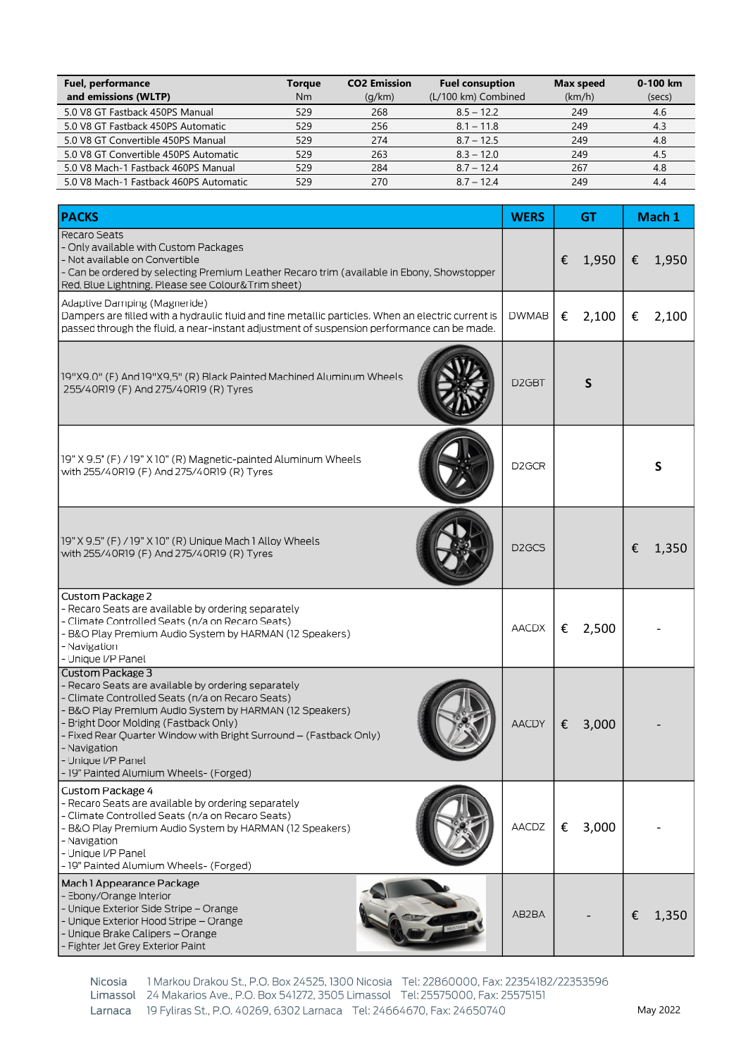| Fuel, performance and emissions (WLTP) | Torque Nm | CO2 Emission (g/km) | Fuel consuption (L/100 km) Combined | Max speed (km/h) | 0-100 km (secs) |
|---|---|---|---|---|---|
| 5.0 V8 GT Fastback 450PS Manual | 529 | 268 | 8.5 – 12.2 | 249 | 4.6 |
| 5.0 V8 GT Fastback 450PS Automatic | 529 | 256 | 8.1 – 11.8 | 249 | 4.3 |
| 5.0 V8 GT Convertible 450PS Manual | 529 | 274 | 8.7 – 12.5 | 249 | 4.8 |
| 5.0 V8 GT Convertible 450PS Automatic | 529 | 263 | 8.3 – 12.0 | 249 | 4.5 |
| 5.0 V8 Mach-1 Fastback 460PS Manual | 529 | 284 | 8.7 – 12.4 | 267 | 4.8 |
| 5.0 V8 Mach-1 Fastback 460PS Automatic | 529 | 270 | 8.7 – 12.4 | 249 | 4.4 |

| PACKS | WERS | GT | Mach 1 |
|---|---|---|---|
| Recaro Seats<br>- Only available with Custom Packages<br>- Not available on Convertible<br>- Can be ordered by selecting Premium Leather Recaro trim (available in Ebony, Showstopper Red, Blue Lightning. Please see Colour&Trim sheet) | | € 1,950 | € 1,950 |
| Adaptive Damping (Magneride)<br>Dampers are filled with a hydraulic fluid and fine metallic particles. When an electric current is passed through the fluid, a near-instant adjustment of suspension performance can be made. | DWMAB | € 2,100 | € 2,100 |
| 19"X9.0" (F) And 19"X9,5" (R) Black Painted Machined Aluminum Wheels 255/40R19 (F) And 275/40R19 (R) Tyres | D2GBT | S | |
| 19" X 9.5" (F) / 19" X 10" (R) Magnetic-painted Aluminum Wheels with 255/40R19 (F) And 275/40R19 (R) Tyres | D2GCR | | S |
| 19" X 9.5" (F) / 19" X 10" (R) Unique Mach 1 Alloy Wheels with 255/40R19 (F) And 275/40R19 (R) Tyres | D2GCS | | € 1,350 |
| Custom Package 2<br>- Recaro Seats are available by ordering separately<br>- Climate Controlled Seats (n/a on Recaro Seats)<br>- B&O Play Premium Audio System by HARMAN (12 Speakers)<br>- Navigation<br>- Unique I/P Panel | AACDX | € 2,500 | - |
| Custom Package 3<br>- Recaro Seats are available by ordering separately<br>- Climate Controlled Seats (n/a on Recaro Seats)<br>- B&O Play Premium Audio System by HARMAN (12 Speakers)<br>- Bright Door Molding (Fastback Only)<br>- Fixed Rear Quarter Window with Bright Surround – (Fastback Only)<br>- Navigation<br>- Unique I/P Panel<br>- 19" Painted Alumium Wheels- (Forged) | AACDY | € 3,000 | - |
| Custom Package 4<br>- Recaro Seats are available by ordering separately<br>- Climate Controlled Seats (n/a on Recaro Seats)<br>- B&O Play Premium Audio System by HARMAN (12 Speakers)<br>- Navigation<br>- Unique I/P Panel<br>- 19" Painted Alumium Wheels- (Forged) | AACDZ | € 3,000 | - |
| Mach 1 Appearance Package<br>- Ebony/Orange Interior<br>- Unique Exterior Side Stripe – Orange<br>- Unique Exterior Hood Stripe – Orange<br>- Unique Brake Calipers – Orange<br>- Fighter Jet Grey Exterior Paint | AB2BA | - | € 1,350 |

Nicosia 1 Markou Drakou St., P.O. Box 24525, 1300 Nicosia Tel: 22860000, Fax: 22354182/22353596
Limassol 24 Makarios Ave., P.O. Box 541272, 3505 Limassol Tel: 25575000, Fax: 25575151
Larnaca 19 Fyliras St., P.O. 40269, 6302 Larnaca Tel: 24664670, Fax: 24650740

May 2022